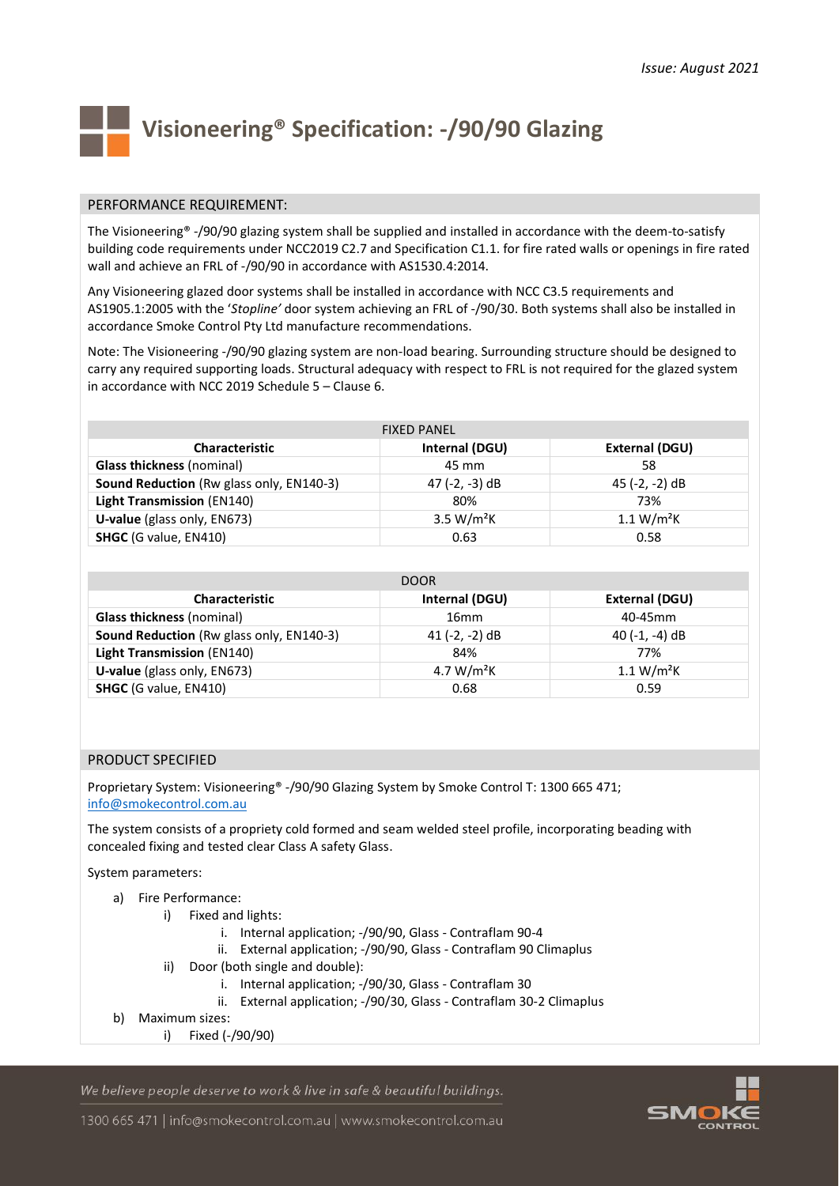*Issue: August 2021*

# Visioneering® Specification: -/90/90 Glazing

## PERFORMANCE REQUIREMENT:

The Visioneering® -/90/90 glazing system shall be supplied and installed in accordance with the deem-to-satisfy building code requirements under NCC2019 C2.7 and Specification C1.1. for fire rated walls or openings in fire rated wall and achieve an FRL of -/90/90 in accordance with AS1530.4:2014.

Any Visioneering glazed door systems shall be installed in accordance with NCC C3.5 requirements and AS1905.1:2005 with the '*Stopline'* door system achieving an FRL of -/90/30. Both systems shall also be installed in accordance Smoke Control Pty Ltd manufacture recommendations.

Note: The Visioneering -/90/90 glazing system are non-load bearing. Surrounding structure should be designed to carry any required supporting loads. Structural adequacy with respect to FRL is not required for the glazed system in accordance with NCC 2019 Schedule 5 – Clause 6.

| FIXED PANEL | | |
|---|---|---|
| **Characteristic** | **Internal (DGU)** | **External (DGU)** |
| **Glass thickness** (nominal) | 45 mm | 58 |
| **Sound Reduction** (Rw glass only, EN140-3) | 47 (-2, -3) dB | 45 (-2, -2) dB |
| **Light Transmission** (EN140) | 80% | 73% |
| **U-value** (glass only, EN673) | 3.5 $W/m^2K$ | 1.1 $W/m^2K$ |
| **SHGC** (G value, EN410) | 0.63 | 0.58 |

| DOOR | | |
|---|---|---|
| **Characteristic** | **Internal (DGU)** | **External (DGU)** |
| **Glass thickness** (nominal) | 16mm | 40-45mm |
| **Sound Reduction** (Rw glass only, EN140-3) | 41 (-2, -2) dB | 40 (-1, -4) dB |
| **Light Transmission** (EN140) | 84% | 77% |
| **U-value** (glass only, EN673) | 4.7 $W/m^2K$ | 1.1 $W/m^2K$ |
| **SHGC** (G value, EN410) | 0.68 | 0.59 |

## PRODUCT SPECIFIED

Proprietary System: Visioneering® -/90/90 Glazing System by Smoke Control T: 1300 665 471; info@smokecontrol.com.au

The system consists of a propriety cold formed and seam welded steel profile, incorporating beading with concealed fixing and tested clear Class A safety Glass.

System parameters:

- a) Fire Performance:
  - i) Fixed and lights:
    - i. Internal application; -/90/90, Glass - Contraflam 90-4
    - ii. External application; -/90/90, Glass - Contraflam 90 Climaplus
  - ii) Door (both single and double):
    - i. Internal application; -/90/30, Glass - Contraflam 30
    - ii. External application; -/90/30, Glass - Contraflam 30-2 Climaplus
- b) Maximum sizes:
  - i) Fixed (-/90/90)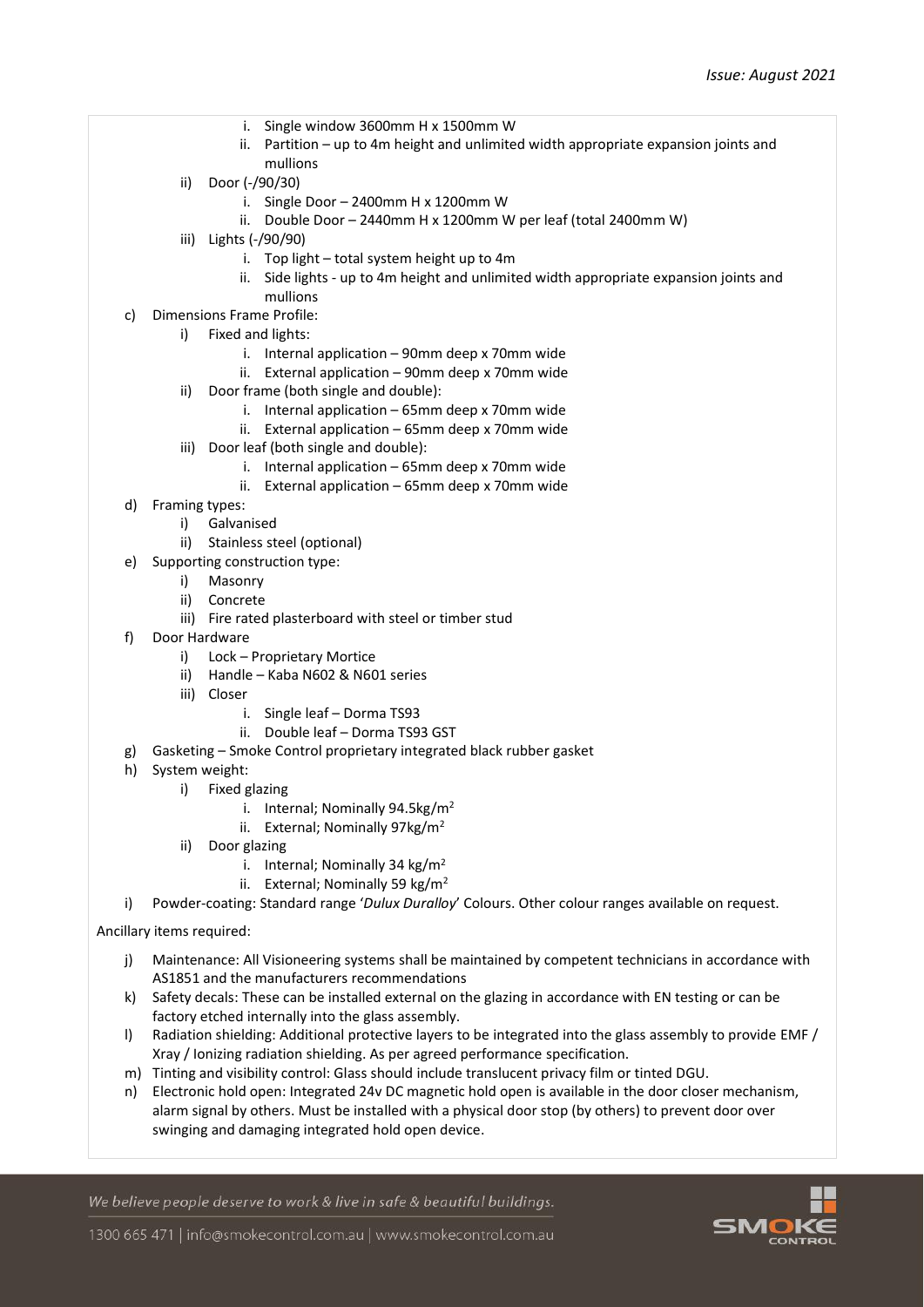- i. Single window 3600mm H x 1500mm W
  - ii. Partition – up to 4m height and unlimited width appropriate expansion joints and mullions
- ii) Door (-/90/30)
  - i. Single Door – 2400mm H x 1200mm W
  - ii. Double Door – 2440mm H x 1200mm W per leaf (total 2400mm W)
- iii) Lights (-/90/90)
  - i. Top light – total system height up to 4m
  - ii. Side lights - up to 4m height and unlimited width appropriate expansion joints and mullions

c) Dimensions Frame Profile:
- i) Fixed and lights:
  - i. Internal application – 90mm deep x 70mm wide
  - ii. External application – 90mm deep x 70mm wide
- ii) Door frame (both single and double):
  - i. Internal application – 65mm deep x 70mm wide
  - ii. External application – 65mm deep x 70mm wide
- iii) Door leaf (both single and double):
  - i. Internal application – 65mm deep x 70mm wide
  - ii. External application – 65mm deep x 70mm wide

d) Framing types:
- i) Galvanised
- ii) Stainless steel (optional)

e) Supporting construction type:
- i) Masonry
- ii) Concrete
- iii) Fire rated plasterboard with steel or timber stud

f) Door Hardware
- i) Lock – Proprietary Mortice
- ii) Handle – Kaba N602 & N601 series
- iii) Closer
  - i. Single leaf – Dorma TS93
  - ii. Double leaf – Dorma TS93 GST

g) Gasketing – Smoke Control proprietary integrated black rubber gasket

h) System weight:
- i) Fixed glazing
  - i. Internal; Nominally 94.5kg/m$^2$
  - ii. External; Nominally 97kg/m$^2$
- ii) Door glazing
  - i. Internal; Nominally 34 kg/m$^2$
  - ii. External; Nominally 59 kg/m$^2$

i) Powder-coating: Standard range '*Dulux Duralloy*' Colours. Other colour ranges available on request.

Ancillary items required:

j) Maintenance: All Visioneering systems shall be maintained by competent technicians in accordance with AS1851 and the manufacturers recommendations

k) Safety decals: These can be installed external on the glazing in accordance with EN testing or can be factory etched internally into the glass assembly.

l) Radiation shielding: Additional protective layers to be integrated into the glass assembly to provide EMF / Xray / Ionizing radiation shielding. As per agreed performance specification.

m) Tinting and visibility control: Glass should include translucent privacy film or tinted DGU.

n) Electronic hold open: Integrated 24v DC magnetic hold open is available in the door closer mechanism, alarm signal by others. Must be installed with a physical door stop (by others) to prevent door over swinging and damaging integrated hold open device.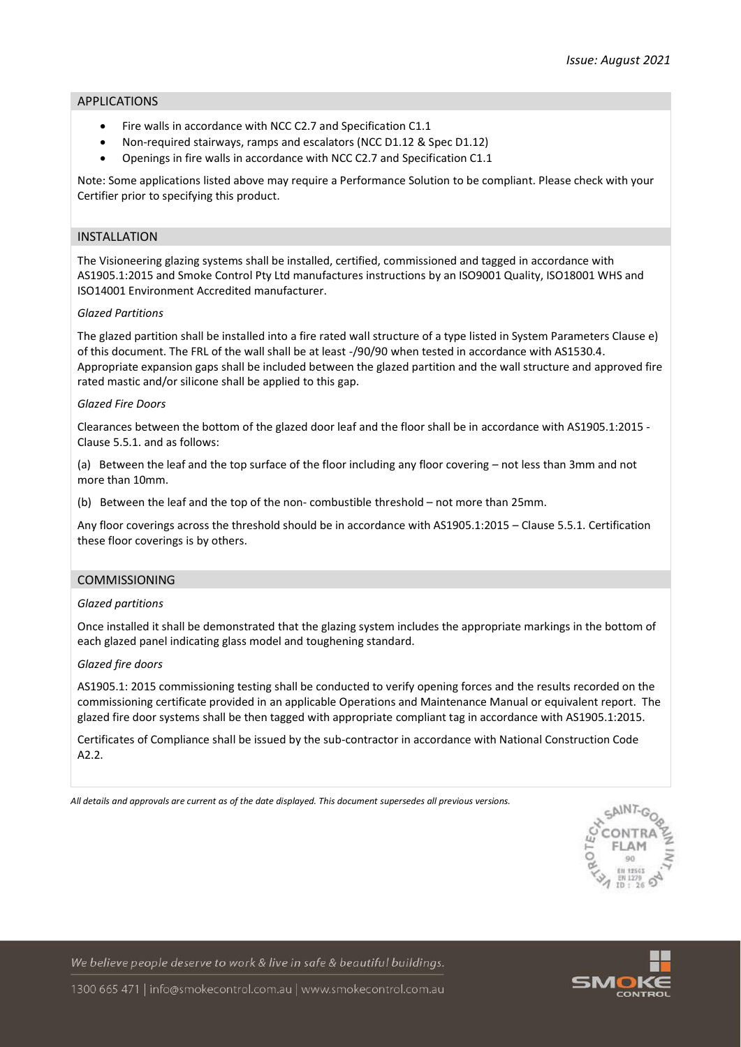*Issue: August 2021*

## APPLICATIONS

- Fire walls in accordance with NCC C2.7 and Specification C1.1
- Non-required stairways, ramps and escalators (NCC D1.12 & Spec D1.12)
- Openings in fire walls in accordance with NCC C2.7 and Specification C1.1

Note: Some applications listed above may require a Performance Solution to be compliant. Please check with your Certifier prior to specifying this product.

## INSTALLATION

The Visioneering glazing systems shall be installed, certified, commissioned and tagged in accordance with AS1905.1:2015 and Smoke Control Pty Ltd manufactures instructions by an ISO9001 Quality, ISO18001 WHS and ISO14001 Environment Accredited manufacturer.

*Glazed Partitions*

The glazed partition shall be installed into a fire rated wall structure of a type listed in System Parameters Clause e) of this document. The FRL of the wall shall be at least -/90/90 when tested in accordance with AS1530.4. Appropriate expansion gaps shall be included between the glazed partition and the wall structure and approved fire rated mastic and/or silicone shall be applied to this gap.

*Glazed Fire Doors*

Clearances between the bottom of the glazed door leaf and the floor shall be in accordance with AS1905.1:2015 - Clause 5.5.1. and as follows:

(a) Between the leaf and the top surface of the floor including any floor covering – not less than 3mm and not more than 10mm.

(b) Between the leaf and the top of the non- combustible threshold – not more than 25mm.

Any floor coverings across the threshold should be in accordance with AS1905.1:2015 – Clause 5.5.1. Certification these floor coverings is by others.

## COMMISSIONING

*Glazed partitions*

Once installed it shall be demonstrated that the glazing system includes the appropriate markings in the bottom of each glazed panel indicating glass model and toughening standard.

*Glazed fire doors*

AS1905.1: 2015 commissioning testing shall be conducted to verify opening forces and the results recorded on the commissioning certificate provided in an applicable Operations and Maintenance Manual or equivalent report. The glazed fire door systems shall be then tagged with appropriate compliant tag in accordance with AS1905.1:2015.

Certificates of Compliance shall be issued by the sub-contractor in accordance with National Construction Code A2.2.

*All details and approvals are current as of the date displayed. This document supersedes all previous versions.*

VETROTECH SAINT-GOBAIN INT. AG
CONTRA FLAM
90
EN 12543
EN 1279
ID : 26

*We believe people deserve to work & live in safe & beautiful buildings.*

1300 665 471 | info@smokecontrol.com.au | www.smokecontrol.com.au

SMOKE CONTROL